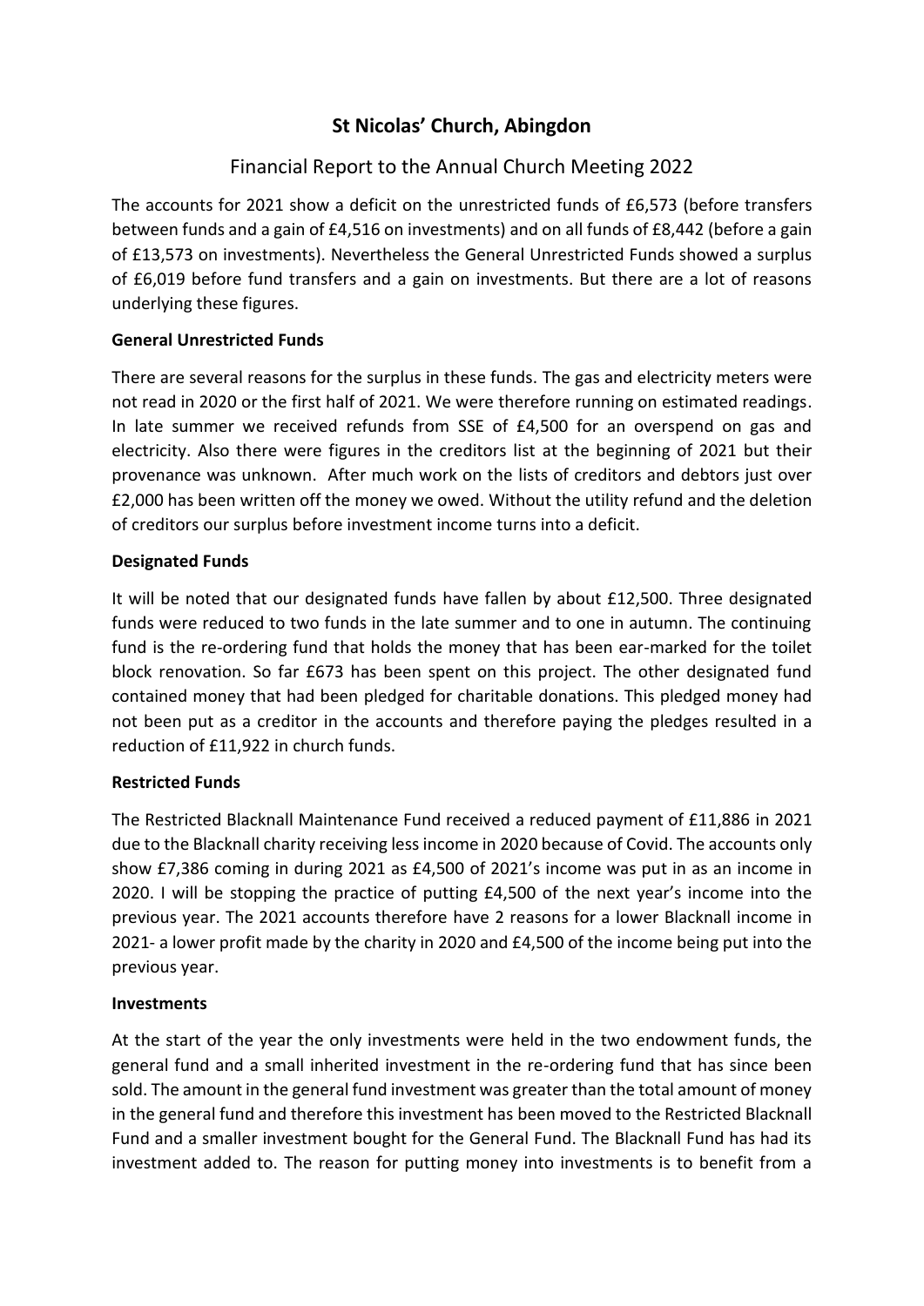# St Nicolas' Church, Abingdon

## Financial Report to the Annual Church Meeting 2022

The accounts for 2021 show a deficit on the unrestricted funds of £6,573 (before transfers between funds and a gain of £4,516 on investments) and on all funds of £8,442 (before a gain of £13,573 on investments). Nevertheless the General Unrestricted Funds showed a surplus of £6,019 before fund transfers and a gain on investments. But there are a lot of reasons underlying these figures.

**General Unrestricted Funds**

There are several reasons for the surplus in these funds. The gas and electricity meters were not read in 2020 or the first half of 2021. We were therefore running on estimated readings. In late summer we received refunds from SSE of £4,500 for an overspend on gas and electricity. Also there were figures in the creditors list at the beginning of 2021 but their provenance was unknown. After much work on the lists of creditors and debtors just over £2,000 has been written off the money we owed. Without the utility refund and the deletion of creditors our surplus before investment income turns into a deficit.

**Designated Funds**

It will be noted that our designated funds have fallen by about £12,500. Three designated funds were reduced to two funds in the late summer and to one in autumn. The continuing fund is the re-ordering fund that holds the money that has been ear-marked for the toilet block renovation. So far £673 has been spent on this project. The other designated fund contained money that had been pledged for charitable donations. This pledged money had not been put as a creditor in the accounts and therefore paying the pledges resulted in a reduction of £11,922 in church funds.

**Restricted Funds**

The Restricted Blacknall Maintenance Fund received a reduced payment of £11,886 in 2021 due to the Blacknall charity receiving less income in 2020 because of Covid. The accounts only show £7,386 coming in during 2021 as £4,500 of 2021's income was put in as an income in 2020. I will be stopping the practice of putting £4,500 of the next year's income into the previous year. The 2021 accounts therefore have 2 reasons for a lower Blacknall income in 2021- a lower profit made by the charity in 2020 and £4,500 of the income being put into the previous year.

**Investments**

At the start of the year the only investments were held in the two endowment funds, the general fund and a small inherited investment in the re-ordering fund that has since been sold. The amount in the general fund investment was greater than the total amount of money in the general fund and therefore this investment has been moved to the Restricted Blacknall Fund and a smaller investment bought for the General Fund. The Blacknall Fund has had its investment added to. The reason for putting money into investments is to benefit from a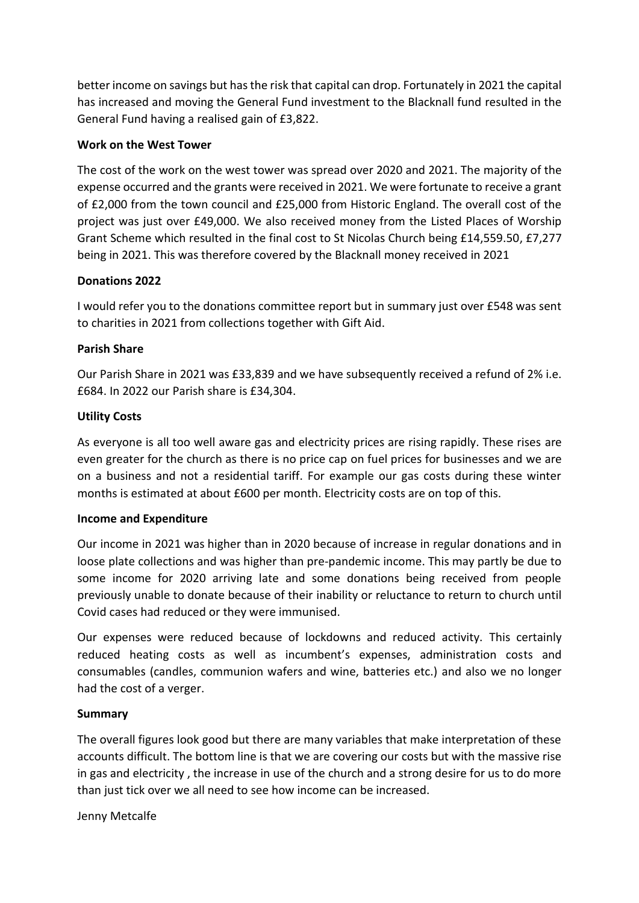better income on savings but has the risk that capital can drop. Fortunately in 2021 the capital has increased and moving the General Fund investment to the Blacknall fund resulted in the General Fund having a realised gain of £3,822.

**Work on the West Tower**

The cost of the work on the west tower was spread over 2020 and 2021. The majority of the expense occurred and the grants were received in 2021. We were fortunate to receive a grant of £2,000 from the town council and £25,000 from Historic England. The overall cost of the project was just over £49,000. We also received money from the Listed Places of Worship Grant Scheme which resulted in the final cost to St Nicolas Church being £14,559.50, £7,277 being in 2021. This was therefore covered by the Blacknall money received in 2021

**Donations 2022**

I would refer you to the donations committee report but in summary just over £548 was sent to charities in 2021 from collections together with Gift Aid.

**Parish Share**

Our Parish Share in 2021 was £33,839 and we have subsequently received a refund of 2% i.e. £684. In 2022 our Parish share is £34,304.

**Utility Costs**

As everyone is all too well aware gas and electricity prices are rising rapidly. These rises are even greater for the church as there is no price cap on fuel prices for businesses and we are on a business and not a residential tariff. For example our gas costs during these winter months is estimated at about £600 per month. Electricity costs are on top of this.

**Income and Expenditure**

Our income in 2021 was higher than in 2020 because of increase in regular donations and in loose plate collections and was higher than pre-pandemic income. This may partly be due to some income for 2020 arriving late and some donations being received from people previously unable to donate because of their inability or reluctance to return to church until Covid cases had reduced or they were immunised.

Our expenses were reduced because of lockdowns and reduced activity. This certainly reduced heating costs as well as incumbent's expenses, administration costs and consumables (candles, communion wafers and wine, batteries etc.) and also we no longer had the cost of a verger.

**Summary**

The overall figures look good but there are many variables that make interpretation of these accounts difficult. The bottom line is that we are covering our costs but with the massive rise in gas and electricity , the increase in use of the church and a strong desire for us to do more than just tick over we all need to see how income can be increased.

Jenny Metcalfe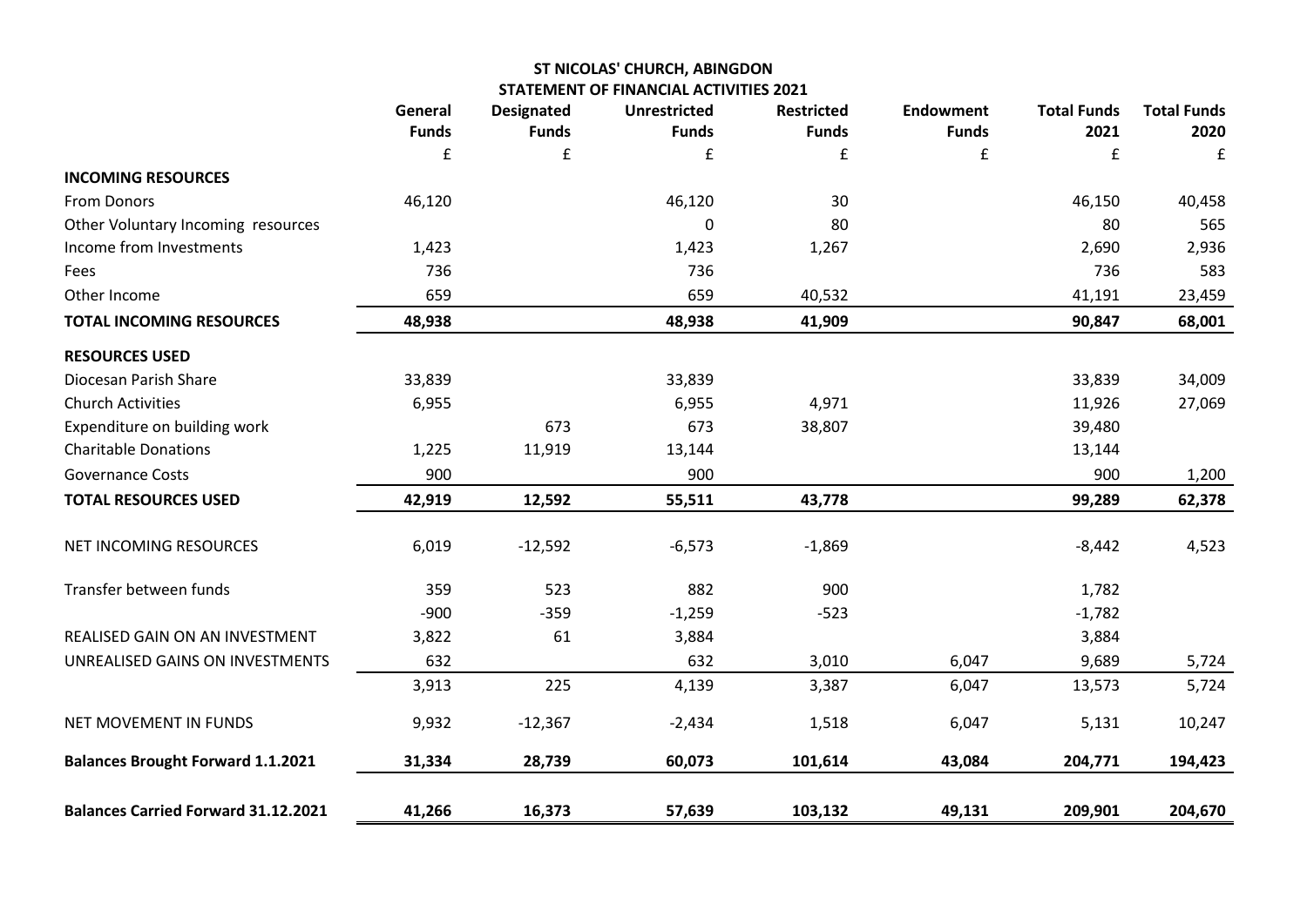## ST NICOLAS' CHURCH, ABINGDON

### STATEMENT OF FINANCIAL ACTIVITIES 2021

| | General Funds | Designated Funds | Unrestricted Funds | Restricted Funds | Endowment Funds | Total Funds 2021 | Total Funds 2020 |
|---|---|---|---|---|---|---|---|
| | £ | £ | £ | £ | £ | £ | £ |
| **INCOMING RESOURCES** | | | | | | | |
| From Donors | 46,120 | | 46,120 | 30 | | 46,150 | 40,458 |
| Other Voluntary Incoming resources | | | 0 | 80 | | 80 | 565 |
| Income from Investments | 1,423 | | 1,423 | 1,267 | | 2,690 | 2,936 |
| Fees | 736 | | 736 | | | 736 | 583 |
| Other Income | 659 | | 659 | 40,532 | | 41,191 | 23,459 |
| **TOTAL INCOMING RESOURCES** | **48,938** | | **48,938** | **41,909** | | **90,847** | **68,001** |
| **RESOURCES USED** | | | | | | | |
| Diocesan Parish Share | 33,839 | | 33,839 | | | 33,839 | 34,009 |
| Church Activities | 6,955 | | 6,955 | 4,971 | | 11,926 | 27,069 |
| Expenditure on building work | | 673 | 673 | 38,807 | | 39,480 | |
| Charitable Donations | 1,225 | 11,919 | 13,144 | | | 13,144 | |
| Governance Costs | 900 | | 900 | | | 900 | 1,200 |
| **TOTAL RESOURCES USED** | **42,919** | **12,592** | **55,511** | **43,778** | | **99,289** | **62,378** |
| NET INCOMING RESOURCES | 6,019 | -12,592 | -6,573 | -1,869 | | -8,442 | 4,523 |
| Transfer between funds | 359 | 523 | 882 | 900 | | 1,782 | |
| | -900 | -359 | -1,259 | -523 | | -1,782 | |
| REALISED GAIN ON AN INVESTMENT | 3,822 | 61 | 3,884 | | | 3,884 | |
| UNREALISED GAINS ON INVESTMENTS | 632 | | 632 | 3,010 | 6,047 | 9,689 | 5,724 |
| | 3,913 | 225 | 4,139 | 3,387 | 6,047 | 13,573 | 5,724 |
| NET MOVEMENT IN FUNDS | 9,932 | -12,367 | -2,434 | 1,518 | 6,047 | 5,131 | 10,247 |
| **Balances Brought Forward 1.1.2021** | **31,334** | **28,739** | **60,073** | **101,614** | **43,084** | **204,771** | **194,423** |
| **Balances Carried Forward 31.12.2021** | **41,266** | **16,373** | **57,639** | **103,132** | **49,131** | **209,901** | **204,670** |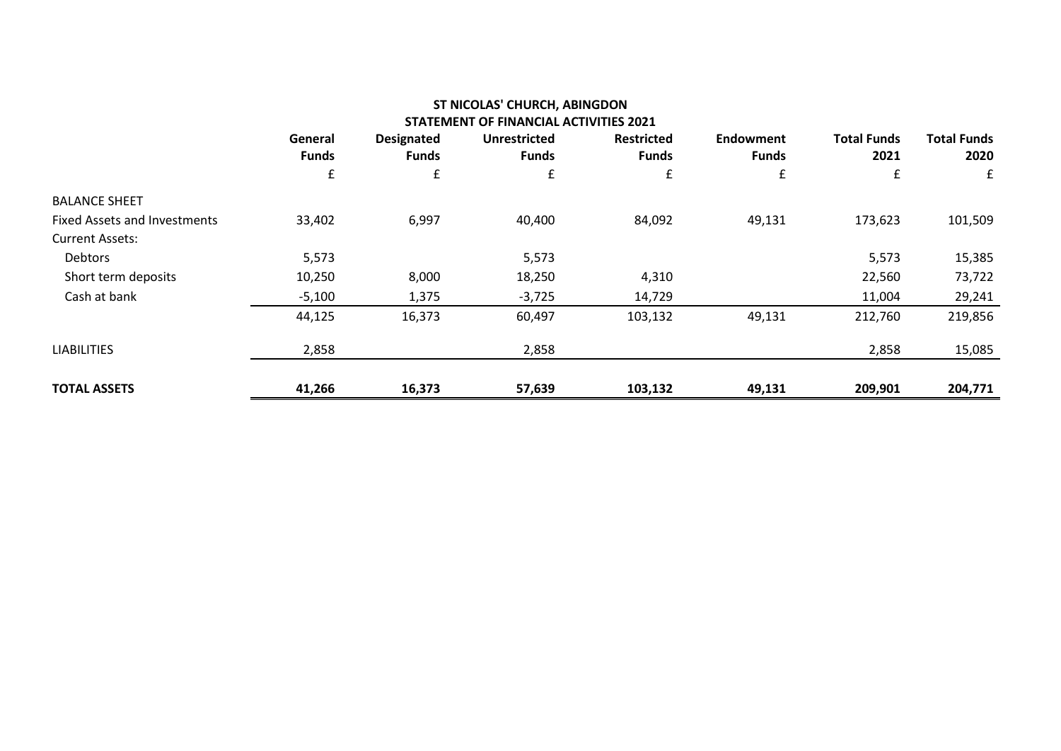## ST NICOLAS' CHURCH, ABINGDON

## STATEMENT OF FINANCIAL ACTIVITIES 2021

| | General Funds | Designated Funds | Unrestricted Funds | Restricted Funds | Endowment Funds | Total Funds 2021 | Total Funds 2020 |
|---|---|---|---|---|---|---|---|
| | £ | £ | £ | £ | £ | £ | £ |
| BALANCE SHEET | | | | | | | |
| Fixed Assets and Investments | 33,402 | 6,997 | 40,400 | 84,092 | 49,131 | 173,623 | 101,509 |
| Current Assets: | | | | | | | |
| Debtors | 5,573 | | 5,573 | | | 5,573 | 15,385 |
| Short term deposits | 10,250 | 8,000 | 18,250 | 4,310 | | 22,560 | 73,722 |
| Cash at bank | -5,100 | 1,375 | -3,725 | 14,729 | | 11,004 | 29,241 |
| | 44,125 | 16,373 | 60,497 | 103,132 | 49,131 | 212,760 | 219,856 |
| LIABILITIES | 2,858 | | 2,858 | | | 2,858 | 15,085 |
| **TOTAL ASSETS** | **41,266** | **16,373** | **57,639** | **103,132** | **49,131** | **209,901** | **204,771** |